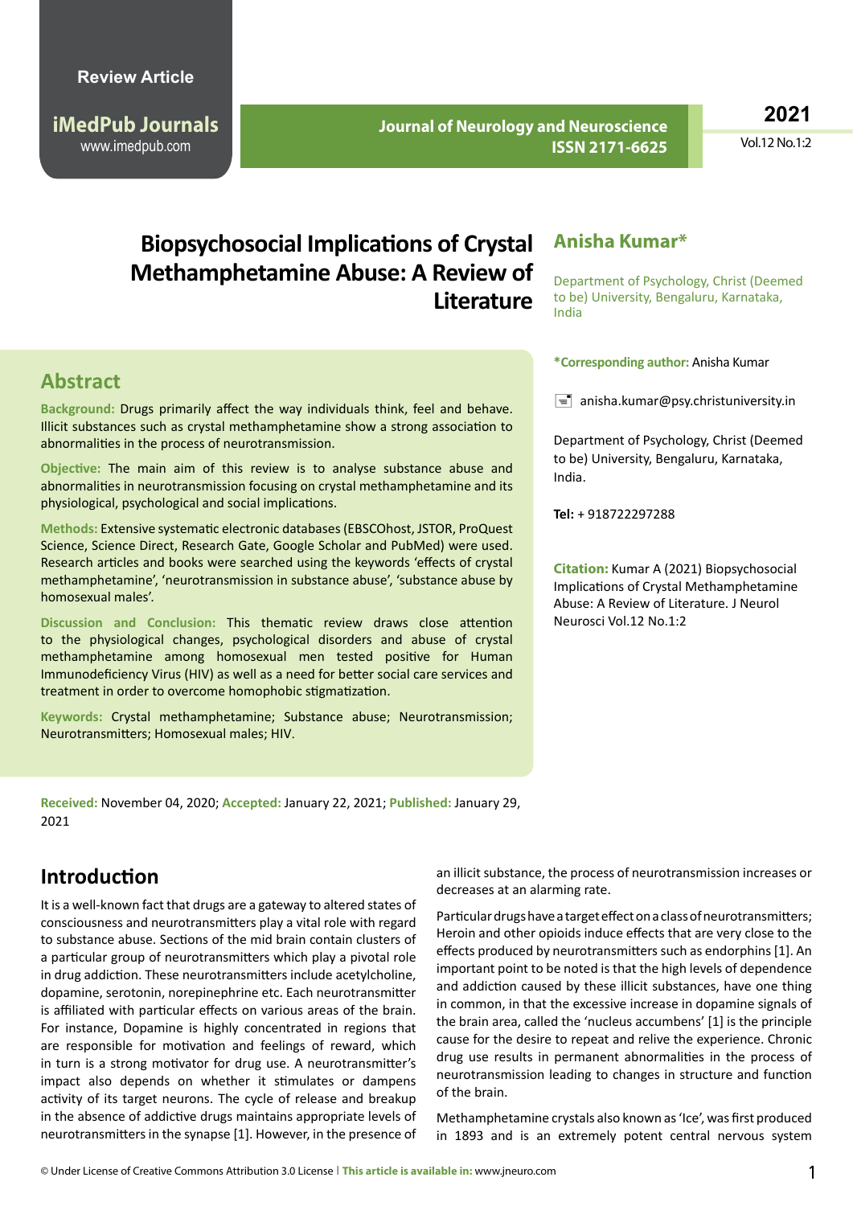Review Article

iMedPub Journals
www.imedpub.com

Journal of Neurology and Neuroscience
ISSN 2171-6625

2021
Vol.12 No.1:2

# Biopsychosocial Implications of Crystal Methamphetamine Abuse: A Review of Literature

## Anisha Kumar*

Department of Psychology, Christ (Deemed to be) University, Bengaluru, Karnataka, India

**\*Corresponding author:** Anisha Kumar

anisha.kumar@psy.christuniversity.in

Department of Psychology, Christ (Deemed to be) University, Bengaluru, Karnataka, India.

**Tel:** + 918722297288

**Citation:** Kumar A (2021) Biopsychosocial Implications of Crystal Methamphetamine Abuse: A Review of Literature. J Neurol Neurosci Vol.12 No.1:2

## Abstract

**Background:** Drugs primarily affect the way individuals think, feel and behave. Illicit substances such as crystal methamphetamine show a strong association to abnormalities in the process of neurotransmission.

**Objective:** The main aim of this review is to analyse substance abuse and abnormalities in neurotransmission focusing on crystal methamphetamine and its physiological, psychological and social implications.

**Methods:** Extensive systematic electronic databases (EBSCOhost, JSTOR, ProQuest Science, Science Direct, Research Gate, Google Scholar and PubMed) were used. Research articles and books were searched using the keywords 'effects of crystal methamphetamine', 'neurotransmission in substance abuse', 'substance abuse by homosexual males'.

**Discussion and Conclusion:** This thematic review draws close attention to the physiological changes, psychological disorders and abuse of crystal methamphetamine among homosexual men tested positive for Human Immunodeficiency Virus (HIV) as well as a need for better social care services and treatment in order to overcome homophobic stigmatization.

**Keywords:** Crystal methamphetamine; Substance abuse; Neurotransmission; Neurotransmitters; Homosexual males; HIV.

**Received:** November 04, 2020; **Accepted:** January 22, 2021; **Published:** January 29, 2021

## Introduction

It is a well-known fact that drugs are a gateway to altered states of consciousness and neurotransmitters play a vital role with regard to substance abuse. Sections of the mid brain contain clusters of a particular group of neurotransmitters which play a pivotal role in drug addiction. These neurotransmitters include acetylcholine, dopamine, serotonin, norepinephrine etc. Each neurotransmitter is affiliated with particular effects on various areas of the brain. For instance, Dopamine is highly concentrated in regions that are responsible for motivation and feelings of reward, which in turn is a strong motivator for drug use. A neurotransmitter's impact also depends on whether it stimulates or dampens activity of its target neurons. The cycle of release and breakup in the absence of addictive drugs maintains appropriate levels of neurotransmitters in the synapse [1]. However, in the presence of an illicit substance, the process of neurotransmission increases or decreases at an alarming rate.

Particular drugs have a target effect on a class of neurotransmitters; Heroin and other opioids induce effects that are very close to the effects produced by neurotransmitters such as endorphins [1]. An important point to be noted is that the high levels of dependence and addiction caused by these illicit substances, have one thing in common, in that the excessive increase in dopamine signals of the brain area, called the 'nucleus accumbens' [1] is the principle cause for the desire to repeat and relive the experience. Chronic drug use results in permanent abnormalities in the process of neurotransmission leading to changes in structure and function of the brain.

Methamphetamine crystals also known as 'Ice', was first produced in 1893 and is an extremely potent central nervous system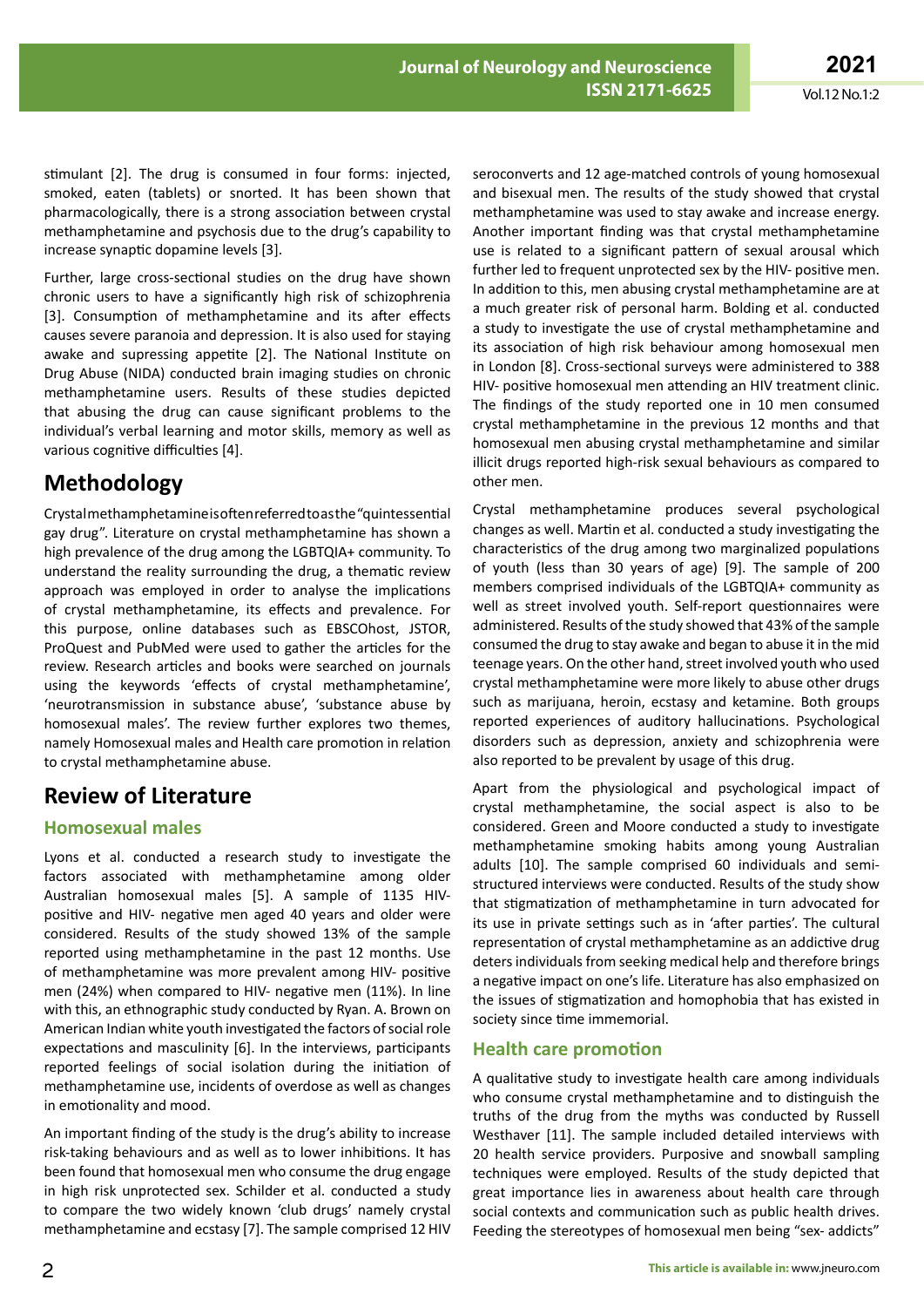stimulant [2]. The drug is consumed in four forms: injected, smoked, eaten (tablets) or snorted. It has been shown that pharmacologically, there is a strong association between crystal methamphetamine and psychosis due to the drug's capability to increase synaptic dopamine levels [3].

Further, large cross-sectional studies on the drug have shown chronic users to have a significantly high risk of schizophrenia [3]. Consumption of methamphetamine and its after effects causes severe paranoia and depression. It is also used for staying awake and supressing appetite [2]. The National Institute on Drug Abuse (NIDA) conducted brain imaging studies on chronic methamphetamine users. Results of these studies depicted that abusing the drug can cause significant problems to the individual's verbal learning and motor skills, memory as well as various cognitive difficulties [4].

## Methodology

Crystal methamphetamine is often referred to as the "quintessential gay drug". Literature on crystal methamphetamine has shown a high prevalence of the drug among the LGBTQIA+ community. To understand the reality surrounding the drug, a thematic review approach was employed in order to analyse the implications of crystal methamphetamine, its effects and prevalence. For this purpose, online databases such as EBSCOhost, JSTOR, ProQuest and PubMed were used to gather the articles for the review. Research articles and books were searched on journals using the keywords 'effects of crystal methamphetamine', 'neurotransmission in substance abuse', 'substance abuse by homosexual males'. The review further explores two themes, namely Homosexual males and Health care promotion in relation to crystal methamphetamine abuse.

## Review of Literature

### Homosexual males

Lyons et al. conducted a research study to investigate the factors associated with methamphetamine among older Australian homosexual males [5]. A sample of 1135 HIV-positive and HIV- negative men aged 40 years and older were considered. Results of the study showed 13% of the sample reported using methamphetamine in the past 12 months. Use of methamphetamine was more prevalent among HIV- positive men (24%) when compared to HIV- negative men (11%). In line with this, an ethnographic study conducted by Ryan. A. Brown on American Indian white youth investigated the factors of social role expectations and masculinity [6]. In the interviews, participants reported feelings of social isolation during the initiation of methamphetamine use, incidents of overdose as well as changes in emotionality and mood.

An important finding of the study is the drug's ability to increase risk-taking behaviours and as well as to lower inhibitions. It has been found that homosexual men who consume the drug engage in high risk unprotected sex. Schilder et al. conducted a study to compare the two widely known 'club drugs' namely crystal methamphetamine and ecstasy [7]. The sample comprised 12 HIV seroconverts and 12 age-matched controls of young homosexual and bisexual men. The results of the study showed that crystal methamphetamine was used to stay awake and increase energy. Another important finding was that crystal methamphetamine use is related to a significant pattern of sexual arousal which further led to frequent unprotected sex by the HIV- positive men. In addition to this, men abusing crystal methamphetamine are at a much greater risk of personal harm. Bolding et al. conducted a study to investigate the use of crystal methamphetamine and its association of high risk behaviour among homosexual men in London [8]. Cross-sectional surveys were administered to 388 HIV- positive homosexual men attending an HIV treatment clinic. The findings of the study reported one in 10 men consumed crystal methamphetamine in the previous 12 months and that homosexual men abusing crystal methamphetamine and similar illicit drugs reported high-risk sexual behaviours as compared to other men.

Crystal methamphetamine produces several psychological changes as well. Martin et al. conducted a study investigating the characteristics of the drug among two marginalized populations of youth (less than 30 years of age) [9]. The sample of 200 members comprised individuals of the LGBTQIA+ community as well as street involved youth. Self-report questionnaires were administered. Results of the study showed that 43% of the sample consumed the drug to stay awake and began to abuse it in the mid teenage years. On the other hand, street involved youth who used crystal methamphetamine were more likely to abuse other drugs such as marijuana, heroin, ecstasy and ketamine. Both groups reported experiences of auditory hallucinations. Psychological disorders such as depression, anxiety and schizophrenia were also reported to be prevalent by usage of this drug.

Apart from the physiological and psychological impact of crystal methamphetamine, the social aspect is also to be considered. Green and Moore conducted a study to investigate methamphetamine smoking habits among young Australian adults [10]. The sample comprised 60 individuals and semi-structured interviews were conducted. Results of the study show that stigmatization of methamphetamine in turn advocated for its use in private settings such as in 'after parties'. The cultural representation of crystal methamphetamine as an addictive drug deters individuals from seeking medical help and therefore brings a negative impact on one's life. Literature has also emphasized on the issues of stigmatization and homophobia that has existed in society since time immemorial.

### Health care promotion

A qualitative study to investigate health care among individuals who consume crystal methamphetamine and to distinguish the truths of the drug from the myths was conducted by Russell Westhaver [11]. The sample included detailed interviews with 20 health service providers. Purposive and snowball sampling techniques were employed. Results of the study depicted that great importance lies in awareness about health care through social contexts and communication such as public health drives. Feeding the stereotypes of homosexual men being "sex- addicts"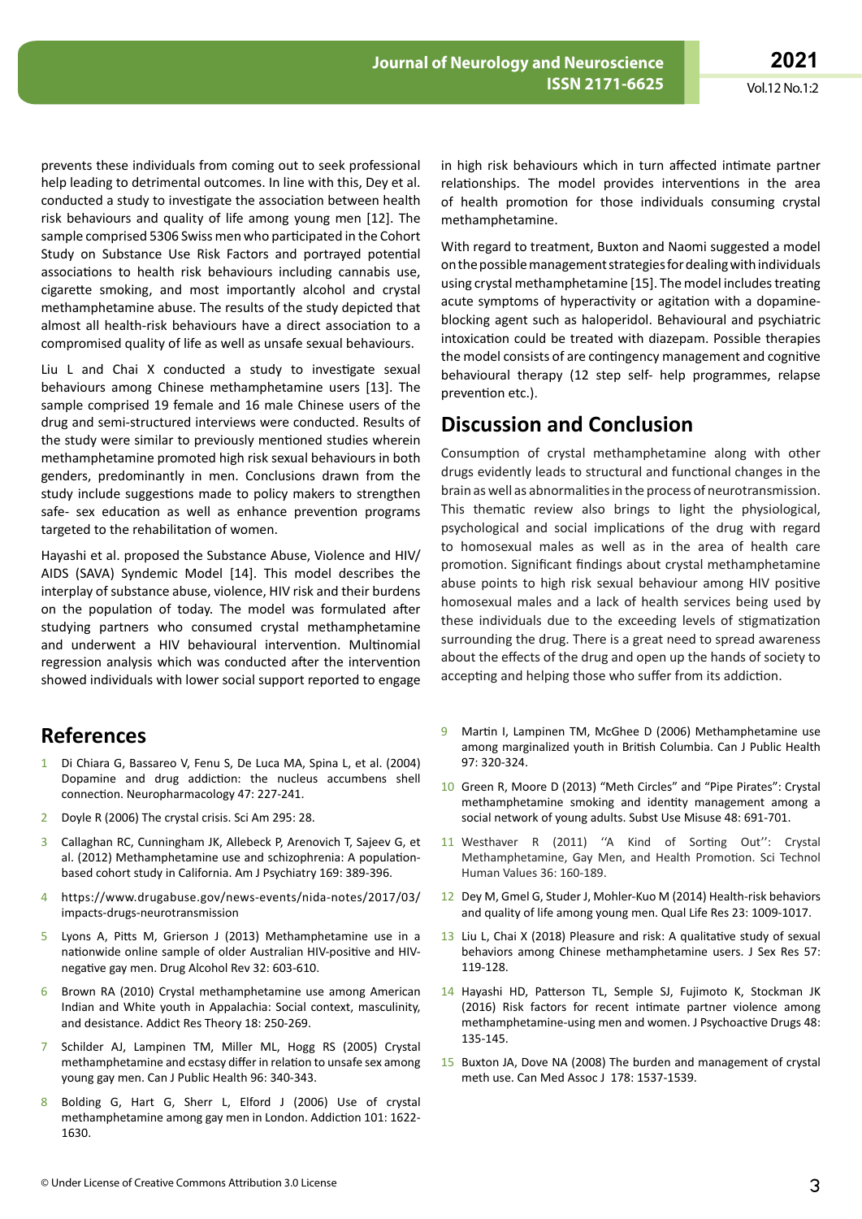prevents these individuals from coming out to seek professional help leading to detrimental outcomes. In line with this, Dey et al. conducted a study to investigate the association between health risk behaviours and quality of life among young men [12]. The sample comprised 5306 Swiss men who participated in the Cohort Study on Substance Use Risk Factors and portrayed potential associations to health risk behaviours including cannabis use, cigarette smoking, and most importantly alcohol and crystal methamphetamine abuse. The results of the study depicted that almost all health-risk behaviours have a direct association to a compromised quality of life as well as unsafe sexual behaviours.

Liu L and Chai X conducted a study to investigate sexual behaviours among Chinese methamphetamine users [13]. The sample comprised 19 female and 16 male Chinese users of the drug and semi-structured interviews were conducted. Results of the study were similar to previously mentioned studies wherein methamphetamine promoted high risk sexual behaviours in both genders, predominantly in men. Conclusions drawn from the study include suggestions made to policy makers to strengthen safe- sex education as well as enhance prevention programs targeted to the rehabilitation of women.

Hayashi et al. proposed the Substance Abuse, Violence and HIV/ AIDS (SAVA) Syndemic Model [14]. This model describes the interplay of substance abuse, violence, HIV risk and their burdens on the population of today. The model was formulated after studying partners who consumed crystal methamphetamine and underwent a HIV behavioural intervention. Multinomial regression analysis which was conducted after the intervention showed individuals with lower social support reported to engage in high risk behaviours which in turn affected intimate partner relationships. The model provides interventions in the area of health promotion for those individuals consuming crystal methamphetamine.

With regard to treatment, Buxton and Naomi suggested a model on the possible management strategies for dealing with individuals using crystal methamphetamine [15]. The model includes treating acute symptoms of hyperactivity or agitation with a dopamine-blocking agent such as haloperidol. Behavioural and psychiatric intoxication could be treated with diazepam. Possible therapies the model consists of are contingency management and cognitive behavioural therapy (12 step self- help programmes, relapse prevention etc.).

## Discussion and Conclusion

Consumption of crystal methamphetamine along with other drugs evidently leads to structural and functional changes in the brain as well as abnormalities in the process of neurotransmission. This thematic review also brings to light the physiological, psychological and social implications of the drug with regard to homosexual males as well as in the area of health care promotion. Significant findings about crystal methamphetamine abuse points to high risk sexual behaviour among HIV positive homosexual males and a lack of health services being used by these individuals due to the exceeding levels of stigmatization surrounding the drug. There is a great need to spread awareness about the effects of the drug and open up the hands of society to accepting and helping those who suffer from its addiction.

## References

1. Di Chiara G, Bassareo V, Fenu S, De Luca MA, Spina L, et al. (2004) Dopamine and drug addiction: the nucleus accumbens shell connection. Neuropharmacology 47: 227-241.
2. Doyle R (2006) The crystal crisis. Sci Am 295: 28.
3. Callaghan RC, Cunningham JK, Allebeck P, Arenovich T, Sajeev G, et al. (2012) Methamphetamine use and schizophrenia: A population-based cohort study in California. Am J Psychiatry 169: 389-396.
4. https://www.drugabuse.gov/news-events/nida-notes/2017/03/impacts-drugs-neurotransmission
5. Lyons A, Pitts M, Grierson J (2013) Methamphetamine use in a nationwide online sample of older Australian HIV-positive and HIV-negative gay men. Drug Alcohol Rev 32: 603-610.
6. Brown RA (2010) Crystal methamphetamine use among American Indian and White youth in Appalachia: Social context, masculinity, and desistance. Addict Res Theory 18: 250-269.
7. Schilder AJ, Lampinen TM, Miller ML, Hogg RS (2005) Crystal methamphetamine and ecstasy differ in relation to unsafe sex among young gay men. Can J Public Health 96: 340-343.
8. Bolding G, Hart G, Sherr L, Elford J (2006) Use of crystal methamphetamine among gay men in London. Addiction 101: 1622-1630.
9. Martin I, Lampinen TM, McGhee D (2006) Methamphetamine use among marginalized youth in British Columbia. Can J Public Health 97: 320-324.
10. Green R, Moore D (2013) "Meth Circles" and "Pipe Pirates": Crystal methamphetamine smoking and identity management among a social network of young adults. Subst Use Misuse 48: 691-701.
11. Westhaver R (2011) ''A Kind of Sorting Out'': Crystal Methamphetamine, Gay Men, and Health Promotion. Sci Technol Human Values 36: 160-189.
12. Dey M, Gmel G, Studer J, Mohler-Kuo M (2014) Health-risk behaviors and quality of life among young men. Qual Life Res 23: 1009-1017.
13. Liu L, Chai X (2018) Pleasure and risk: A qualitative study of sexual behaviors among Chinese methamphetamine users. J Sex Res 57: 119-128.
14. Hayashi HD, Patterson TL, Semple SJ, Fujimoto K, Stockman JK (2016) Risk factors for recent intimate partner violence among methamphetamine-using men and women. J Psychoactive Drugs 48: 135-145.
15. Buxton JA, Dove NA (2008) The burden and management of crystal meth use. Can Med Assoc J 178: 1537-1539.

© Under License of Creative Commons Attribution 3.0 License